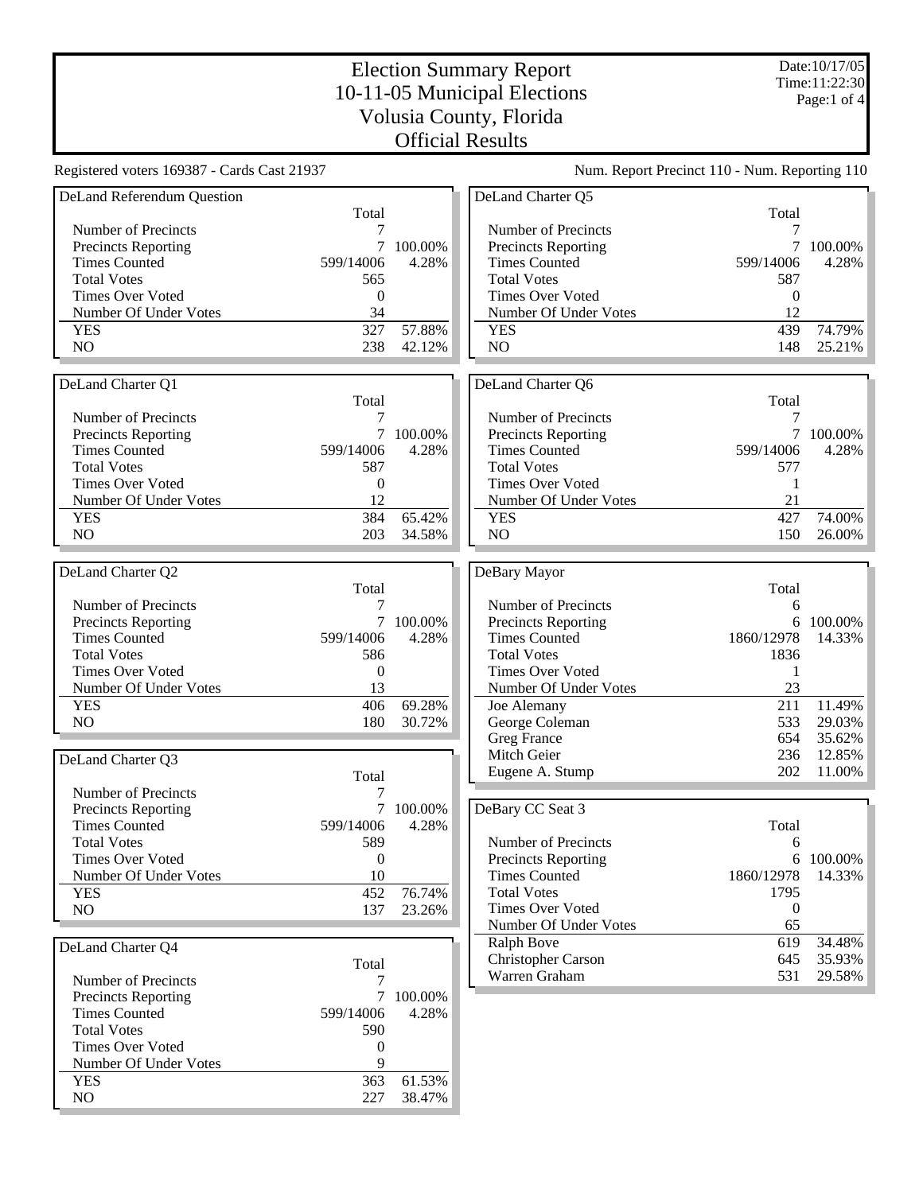# Election Summary Report
## 10-11-05 Municipal Elections
## Volusia County, Florida
## Official Results

Date:10/17/05
Time:11:22:30

Registered voters 169387 - Cards Cast 21937

Num. Report Precinct 110 - Num. Reporting 110

### DeLand Referendum Question

| | Total | |
|---|---|---|
| Number of Precincts | 7 | |
| Precincts Reporting | 7 | 100.00% |
| Times Counted | 599/14006 | 4.28% |
| Total Votes | 565 | |
| Times Over Voted | 0 | |
| Number Of Under Votes | 34 | |
| YES | 327 | 57.88% |
| NO | 238 | 42.12% |

### DeLand Charter Q1

| | Total | |
|---|---|---|
| Number of Precincts | 7 | |
| Precincts Reporting | 7 | 100.00% |
| Times Counted | 599/14006 | 4.28% |
| Total Votes | 587 | |
| Times Over Voted | 0 | |
| Number Of Under Votes | 12 | |
| YES | 384 | 65.42% |
| NO | 203 | 34.58% |

### DeLand Charter Q2

| | Total | |
|---|---|---|
| Number of Precincts | 7 | |
| Precincts Reporting | 7 | 100.00% |
| Times Counted | 599/14006 | 4.28% |
| Total Votes | 586 | |
| Times Over Voted | 0 | |
| Number Of Under Votes | 13 | |
| YES | 406 | 69.28% |
| NO | 180 | 30.72% |

### DeLand Charter Q3

| | Total | |
|---|---|---|
| Number of Precincts | 7 | |
| Precincts Reporting | 7 | 100.00% |
| Times Counted | 599/14006 | 4.28% |
| Total Votes | 589 | |
| Times Over Voted | 0 | |
| Number Of Under Votes | 10 | |
| YES | 452 | 76.74% |
| NO | 137 | 23.26% |

### DeLand Charter Q4

| | Total | |
|---|---|---|
| Number of Precincts | 7 | |
| Precincts Reporting | 7 | 100.00% |
| Times Counted | 599/14006 | 4.28% |
| Total Votes | 590 | |
| Times Over Voted | 0 | |
| Number Of Under Votes | 9 | |
| YES | 363 | 61.53% |
| NO | 227 | 38.47% |

### DeLand Charter Q5

| | Total | |
|---|---|---|
| Number of Precincts | 7 | |
| Precincts Reporting | 7 | 100.00% |
| Times Counted | 599/14006 | 4.28% |
| Total Votes | 587 | |
| Times Over Voted | 0 | |
| Number Of Under Votes | 12 | |
| YES | 439 | 74.79% |
| NO | 148 | 25.21% |

### DeLand Charter Q6

| | Total | |
|---|---|---|
| Number of Precincts | 7 | |
| Precincts Reporting | 7 | 100.00% |
| Times Counted | 599/14006 | 4.28% |
| Total Votes | 577 | |
| Times Over Voted | 1 | |
| Number Of Under Votes | 21 | |
| YES | 427 | 74.00% |
| NO | 150 | 26.00% |

### DeBary Mayor

| | Total | |
|---|---|---|
| Number of Precincts | 6 | |
| Precincts Reporting | 6 | 100.00% |
| Times Counted | 1860/12978 | 14.33% |
| Total Votes | 1836 | |
| Times Over Voted | 1 | |
| Number Of Under Votes | 23 | |
| Joe Alemany | 211 | 11.49% |
| George Coleman | 533 | 29.03% |
| Greg France | 654 | 35.62% |
| Mitch Geier | 236 | 12.85% |
| Eugene A. Stump | 202 | 11.00% |

### DeBary CC Seat 3

| | Total | |
|---|---|---|
| Number of Precincts | 6 | |
| Precincts Reporting | 6 | 100.00% |
| Times Counted | 1860/12978 | 14.33% |
| Total Votes | 1795 | |
| Times Over Voted | 0 | |
| Number Of Under Votes | 65 | |
| Ralph Bove | 619 | 34.48% |
| Christopher Carson | 645 | 35.93% |
| Warren Graham | 531 | 29.58% |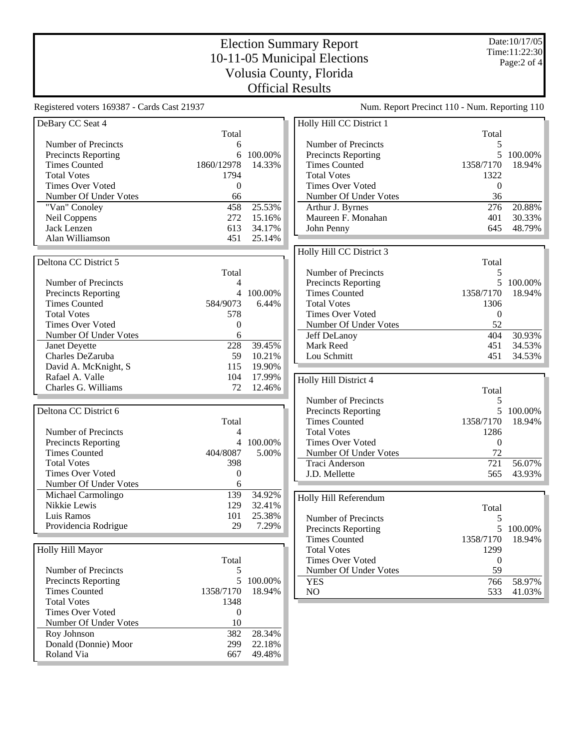# Election Summary Report
## 10-11-05 Municipal Elections
## Volusia County, Florida
## Official Results

Date:10/17/05
Time:11:22:30

Registered voters 169387 - Cards Cast 21937

Num. Report Precinct 110 - Num. Reporting 110

### DeBary CC Seat 4

| | Total | |
|---|---|---|
| Number of Precincts | 6 | |
| Precincts Reporting | 6 | 100.00% |
| Times Counted | 1860/12978 | 14.33% |
| Total Votes | 1794 | |
| Times Over Voted | 0 | |
| Number Of Under Votes | 66 | |
| "Van" Conoley | 458 | 25.53% |
| Neil Coppens | 272 | 15.16% |
| Jack Lenzen | 613 | 34.17% |
| Alan Williamson | 451 | 25.14% |

### Deltona CC District 5

| | Total | |
|---|---|---|
| Number of Precincts | 4 | |
| Precincts Reporting | 4 | 100.00% |
| Times Counted | 584/9073 | 6.44% |
| Total Votes | 578 | |
| Times Over Voted | 0 | |
| Number Of Under Votes | 6 | |
| Janet Deyette | 228 | 39.45% |
| Charles DeZaruba | 59 | 10.21% |
| David A. McKnight, S | 115 | 19.90% |
| Rafael A. Valle | 104 | 17.99% |
| Charles G. Williams | 72 | 12.46% |

### Deltona CC District 6

| | Total | |
|---|---|---|
| Number of Precincts | 4 | |
| Precincts Reporting | 4 | 100.00% |
| Times Counted | 404/8087 | 5.00% |
| Total Votes | 398 | |
| Times Over Voted | 0 | |
| Number Of Under Votes | 6 | |
| Michael Carmolingo | 139 | 34.92% |
| Nikkie Lewis | 129 | 32.41% |
| Luis Ramos | 101 | 25.38% |
| Providencia Rodrigue | 29 | 7.29% |

### Holly Hill Mayor

| | Total | |
|---|---|---|
| Number of Precincts | 5 | |
| Precincts Reporting | 5 | 100.00% |
| Times Counted | 1358/7170 | 18.94% |
| Total Votes | 1348 | |
| Times Over Voted | 0 | |
| Number Of Under Votes | 10 | |
| Roy Johnson | 382 | 28.34% |
| Donald (Donnie) Moor | 299 | 22.18% |
| Roland Via | 667 | 49.48% |

### Holly Hill CC District 1

| | Total | |
|---|---|---|
| Number of Precincts | 5 | |
| Precincts Reporting | 5 | 100.00% |
| Times Counted | 1358/7170 | 18.94% |
| Total Votes | 1322 | |
| Times Over Voted | 0 | |
| Number Of Under Votes | 36 | |
| Arthur J. Byrnes | 276 | 20.88% |
| Maureen F. Monahan | 401 | 30.33% |
| John Penny | 645 | 48.79% |

### Holly Hill CC District 3

| | Total | |
|---|---|---|
| Number of Precincts | 5 | |
| Precincts Reporting | 5 | 100.00% |
| Times Counted | 1358/7170 | 18.94% |
| Total Votes | 1306 | |
| Times Over Voted | 0 | |
| Number Of Under Votes | 52 | |
| Jeff DeLanoy | 404 | 30.93% |
| Mark Reed | 451 | 34.53% |
| Lou Schmitt | 451 | 34.53% |

### Holly Hill District 4

| | Total | |
|---|---|---|
| Number of Precincts | 5 | |
| Precincts Reporting | 5 | 100.00% |
| Times Counted | 1358/7170 | 18.94% |
| Total Votes | 1286 | |
| Times Over Voted | 0 | |
| Number Of Under Votes | 72 | |
| Traci Anderson | 721 | 56.07% |
| J.D. Mellette | 565 | 43.93% |

### Holly Hill Referendum

| | Total | |
|---|---|---|
| Number of Precincts | 5 | |
| Precincts Reporting | 5 | 100.00% |
| Times Counted | 1358/7170 | 18.94% |
| Total Votes | 1299 | |
| Times Over Voted | 0 | |
| Number Of Under Votes | 59 | |
| YES | 766 | 58.97% |
| NO | 533 | 41.03% |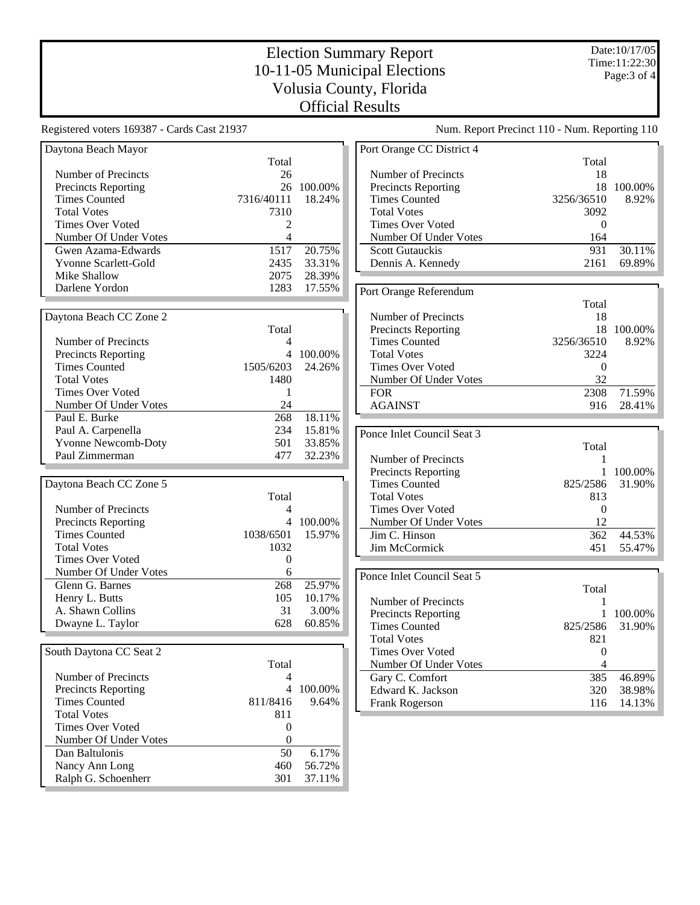# Election Summary Report
## 10-11-05 Municipal Elections
## Volusia County, Florida
## Official Results

Date:10/17/05
Time:11:22:30

Registered voters 169387 - Cards Cast 21937

Num. Report Precinct 110 - Num. Reporting 110

### Daytona Beach Mayor

| | Total | |
|---|---|---|
| Number of Precincts | 26 | |
| Precincts Reporting | 26 | 100.00% |
| Times Counted | 7316/40111 | 18.24% |
| Total Votes | 7310 | |
| Times Over Voted | 2 | |
| Number Of Under Votes | 4 | |
| Gwen Azama-Edwards | 1517 | 20.75% |
| Yvonne Scarlett-Gold | 2435 | 33.31% |
| Mike Shallow | 2075 | 28.39% |
| Darlene Yordon | 1283 | 17.55% |

### Daytona Beach CC Zone 2

| | Total | |
|---|---|---|
| Number of Precincts | 4 | |
| Precincts Reporting | 4 | 100.00% |
| Times Counted | 1505/6203 | 24.26% |
| Total Votes | 1480 | |
| Times Over Voted | 1 | |
| Number Of Under Votes | 24 | |
| Paul E. Burke | 268 | 18.11% |
| Paul A. Carpenella | 234 | 15.81% |
| Yvonne Newcomb-Doty | 501 | 33.85% |
| Paul Zimmerman | 477 | 32.23% |

### Daytona Beach CC Zone 5

| | Total | |
|---|---|---|
| Number of Precincts | 4 | |
| Precincts Reporting | 4 | 100.00% |
| Times Counted | 1038/6501 | 15.97% |
| Total Votes | 1032 | |
| Times Over Voted | 0 | |
| Number Of Under Votes | 6 | |
| Glenn G. Barnes | 268 | 25.97% |
| Henry L. Butts | 105 | 10.17% |
| A. Shawn Collins | 31 | 3.00% |
| Dwayne L. Taylor | 628 | 60.85% |

### South Daytona CC Seat 2

| | Total | |
|---|---|---|
| Number of Precincts | 4 | |
| Precincts Reporting | 4 | 100.00% |
| Times Counted | 811/8416 | 9.64% |
| Total Votes | 811 | |
| Times Over Voted | 0 | |
| Number Of Under Votes | 0 | |
| Dan Baltulonis | 50 | 6.17% |
| Nancy Ann Long | 460 | 56.72% |
| Ralph G. Schoenherr | 301 | 37.11% |

### Port Orange CC District 4

| | Total | |
|---|---|---|
| Number of Precincts | 18 | |
| Precincts Reporting | 18 | 100.00% |
| Times Counted | 3256/36510 | 8.92% |
| Total Votes | 3092 | |
| Times Over Voted | 0 | |
| Number Of Under Votes | 164 | |
| Scott Gutauckis | 931 | 30.11% |
| Dennis A. Kennedy | 2161 | 69.89% |

### Port Orange Referendum

| | Total | |
|---|---|---|
| Number of Precincts | 18 | |
| Precincts Reporting | 18 | 100.00% |
| Times Counted | 3256/36510 | 8.92% |
| Total Votes | 3224 | |
| Times Over Voted | 0 | |
| Number Of Under Votes | 32 | |
| FOR | 2308 | 71.59% |
| AGAINST | 916 | 28.41% |

### Ponce Inlet Council Seat 3

| | Total | |
|---|---|---|
| Number of Precincts | 1 | |
| Precincts Reporting | 1 | 100.00% |
| Times Counted | 825/2586 | 31.90% |
| Total Votes | 813 | |
| Times Over Voted | 0 | |
| Number Of Under Votes | 12 | |
| Jim C. Hinson | 362 | 44.53% |
| Jim McCormick | 451 | 55.47% |

### Ponce Inlet Council Seat 5

| | Total | |
|---|---|---|
| Number of Precincts | 1 | |
| Precincts Reporting | 1 | 100.00% |
| Times Counted | 825/2586 | 31.90% |
| Total Votes | 821 | |
| Times Over Voted | 0 | |
| Number Of Under Votes | 4 | |
| Gary C. Comfort | 385 | 46.89% |
| Edward K. Jackson | 320 | 38.98% |
| Frank Rogerson | 116 | 14.13% |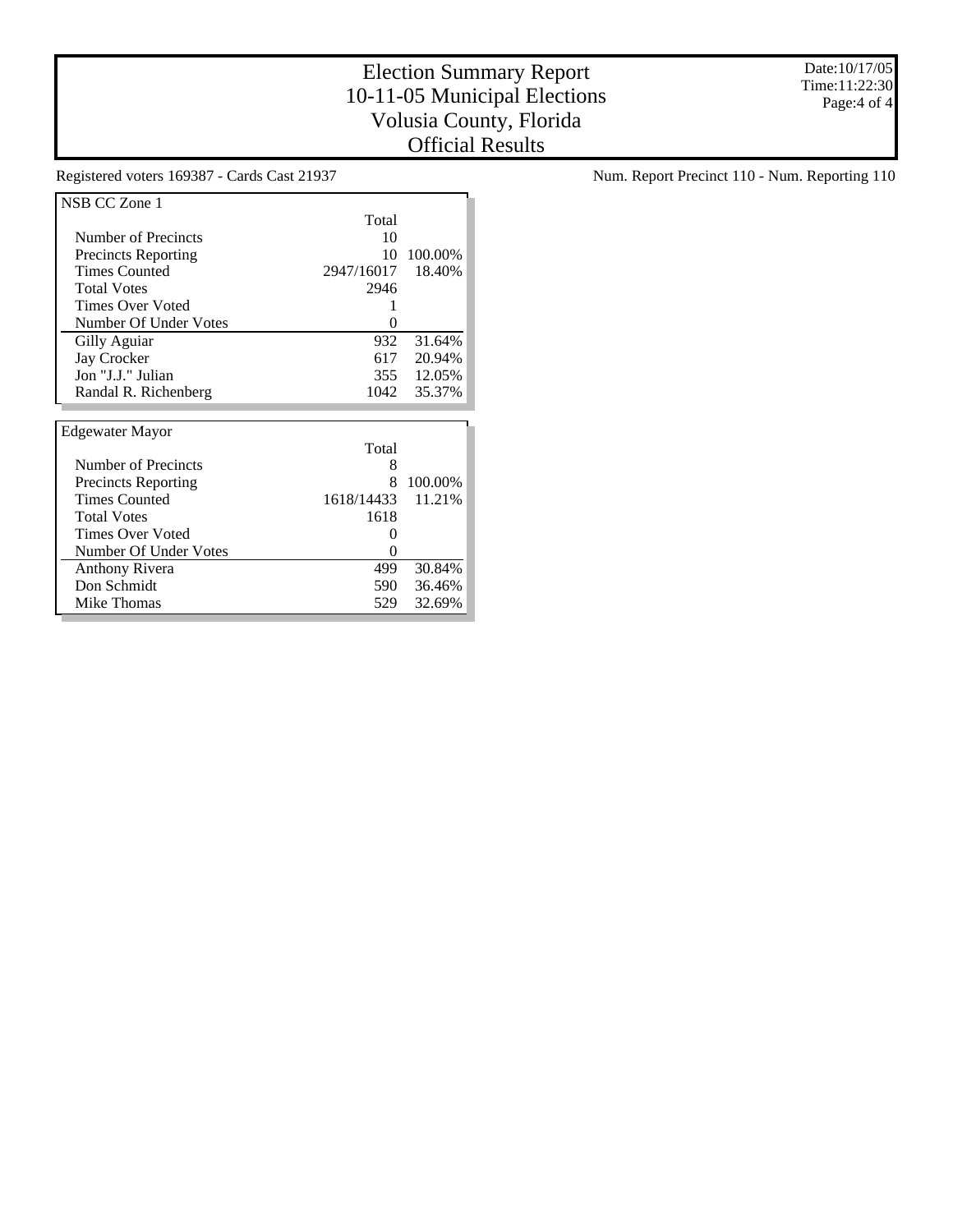# Election Summary Report
# 10-11-05 Municipal Elections
# Volusia County, Florida
# Official Results

Date:10/17/05
Time:11:22:30

Registered voters 169387 - Cards Cast 21937

Num. Report Precinct 110 - Num. Reporting 110

| NSB CC Zone 1 | | |
|---|---|---|
| | Total | |
| Number of Precincts | 10 | |
| Precincts Reporting | 10 | 100.00% |
| Times Counted | 2947/16017 | 18.40% |
| Total Votes | 2946 | |
| Times Over Voted | 1 | |
| Number Of Under Votes | 0 | |
| Gilly Aguiar | 932 | 31.64% |
| Jay Crocker | 617 | 20.94% |
| Jon "J.J." Julian | 355 | 12.05% |
| Randal R. Richenberg | 1042 | 35.37% |

| Edgewater Mayor | | |
|---|---|---|
| | Total | |
| Number of Precincts | 8 | |
| Precincts Reporting | 8 | 100.00% |
| Times Counted | 1618/14433 | 11.21% |
| Total Votes | 1618 | |
| Times Over Voted | 0 | |
| Number Of Under Votes | 0 | |
| Anthony Rivera | 499 | 30.84% |
| Don Schmidt | 590 | 36.46% |
| Mike Thomas | 529 | 32.69% |